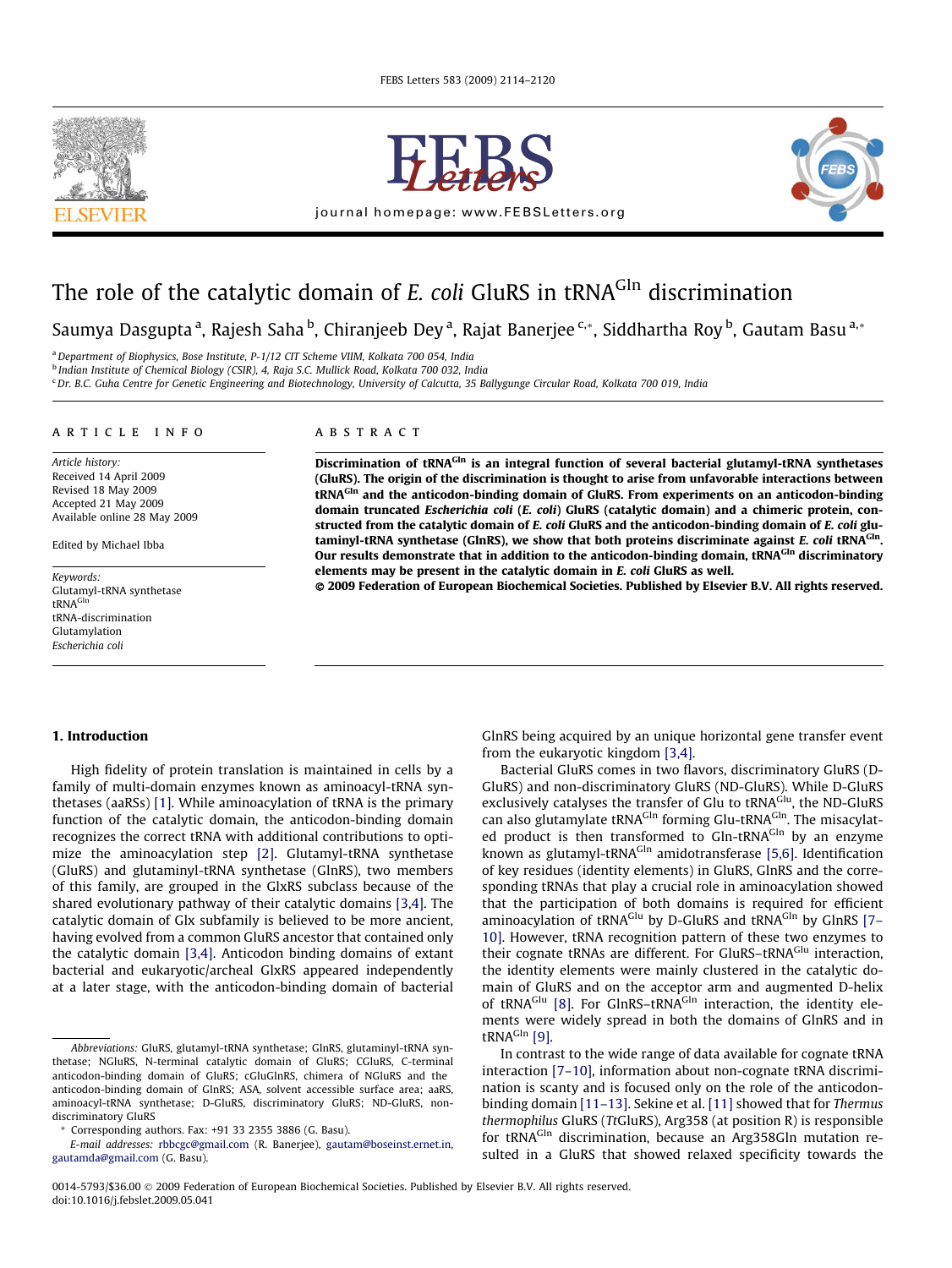# The role of the catalytic domain of *E. coli* GluRS in $tRNA^{Gln}$ discrimination

Saumya Dasgupta [a], Rajesh Saha [b], Chiranjeeb Dey [a], Rajat Banerjee [c,*], Siddhartha Roy [b], Gautam Basu [a,*]

[a] Department of Biophysics, Bose Institute, P-1/12 CIT Scheme VIIM, Kolkata 700 054, India
[b] Indian Institute of Chemical Biology (CSIR), 4, Raja S.C. Mullick Road, Kolkata 700 032, India
[c] Dr. B.C. Guha Centre for Genetic Engineering and Biotechnology, University of Calcutta, 35 Ballygunge Circular Road, Kolkata 700 019, India

## ARTICLE INFO

*Article history:*
Received 14 April 2009
Revised 18 May 2009
Accepted 21 May 2009
Available online 28 May 2009

Edited by Michael Ibba

*Keywords:*
Glutamyl-tRNA synthetase
$tRNA^{Gln}$
tRNA-discrimination
Glutamylation
*Escherichia coli*

## ABSTRACT

**Discrimination of $tRNA^{Gln}$ is an integral function of several bacterial glutamyl-tRNA synthetases (GluRS). The origin of the discrimination is thought to arise from unfavorable interactions between $tRNA^{Gln}$ and the anticodon-binding domain of GluRS. From experiments on an anticodon-binding domain truncated *Escherichia coli* (*E. coli*) GluRS (catalytic domain) and a chimeric protein, constructed from the catalytic domain of *E. coli* GluRS and the anticodon-binding domain of *E. coli* glutaminyl-tRNA synthetase (GlnRS), we show that both proteins discriminate against *E. coli* $tRNA^{Gln}$. Our results demonstrate that in addition to the anticodon-binding domain, $tRNA^{Gln}$ discriminatory elements may be present in the catalytic domain in *E. coli* GluRS as well.**

**© 2009 Federation of European Biochemical Societies. Published by Elsevier B.V. All rights reserved.**

## 1. Introduction

High fidelity of protein translation is maintained in cells by a family of multi-domain enzymes known as aminoacyl-tRNA synthetases (aaRSs) [1]. While aminoacylation of tRNA is the primary function of the catalytic domain, the anticodon-binding domain recognizes the correct tRNA with additional contributions to optimize the aminoacylation step [2]. Glutamyl-tRNA synthetase (GluRS) and glutaminyl-tRNA synthetase (GlnRS), two members of this family, are grouped in the GlxRS subclass because of the shared evolutionary pathway of their catalytic domains [3,4]. The catalytic domain of Glx subfamily is believed to be more ancient, having evolved from a common GluRS ancestor that contained only the catalytic domain [3,4]. Anticodon binding domains of extant bacterial and eukaryotic/archeal GlxRS appeared independently at a later stage, with the anticodon-binding domain of bacterial GlnRS being acquired by an unique horizontal gene transfer event from the eukaryotic kingdom [3,4].

Bacterial GluRS comes in two flavors, discriminatory GluRS (D-GluRS) and non-discriminatory GluRS (ND-GluRS). While D-GluRS exclusively catalyses the transfer of Glu to $tRNA^{Glu}$, the ND-GluRS can also glutamylate $tRNA^{Gln}$ forming Glu-$tRNA^{Gln}$. The misacylated product is then transformed to Gln-$tRNA^{Gln}$ by an enzyme known as glutamyl-$tRNA^{Gln}$ amidotransferase [5,6]. Identification of key residues (identity elements) in GluRS, GlnRS and the corresponding tRNAs that play a crucial role in aminoacylation showed that the participation of both domains is required for efficient aminoacylation of $tRNA^{Glu}$ by D-GluRS and $tRNA^{Gln}$ by GlnRS [7–10]. However, tRNA recognition pattern of these two enzymes to their cognate tRNAs are different. For GluRS–$tRNA^{Glu}$ interaction, the identity elements were mainly clustered in the catalytic domain of GluRS and on the acceptor arm and augmented D-helix of $tRNA^{Glu}$ [8]. For GlnRS–$tRNA^{Gln}$ interaction, the identity elements were widely spread in both the domains of GlnRS and in $tRNA^{Gln}$ [9].

In contrast to the wide range of data available for cognate tRNA interaction [7–10], information about non-cognate tRNA discrimination is scanty and is focused only on the role of the anticodon-binding domain [11–13]. Sekine et al. [11] showed that for *Thermus thermophilus* GluRS (*Tt*GluRS), Arg358 (at position R) is responsible for $tRNA^{Gln}$ discrimination, because an Arg358Gln mutation resulted in a GluRS that showed relaxed specificity towards the

---

*Abbreviations:* GluRS, glutamyl-tRNA synthetase; GlnRS, glutaminyl-tRNA synthetase; NGluRS, N-terminal catalytic domain of GluRS; CGluRS, C-terminal anticodon-binding domain of GluRS; cGluGlnRS, chimera of NGluRS and the anticodon-binding domain of GlnRS; ASA, solvent accessible surface area; aaRS, aminoacyl-tRNA synthetase; D-GluRS, discriminatory GluRS; ND-GluRS, non-discriminatory GluRS

\* Corresponding authors. Fax: +91 33 2355 3886 (G. Basu).
*E-mail addresses:* rbbcgc@gmail.com (R. Banerjee), gautam@boseinst.ernet.in, gautamda@gmail.com (G. Basu).

0014-5793/$36.00 © 2009 Federation of European Biochemical Societies. Published by Elsevier B.V. All rights reserved.
doi:10.1016/j.febslet.2009.05.041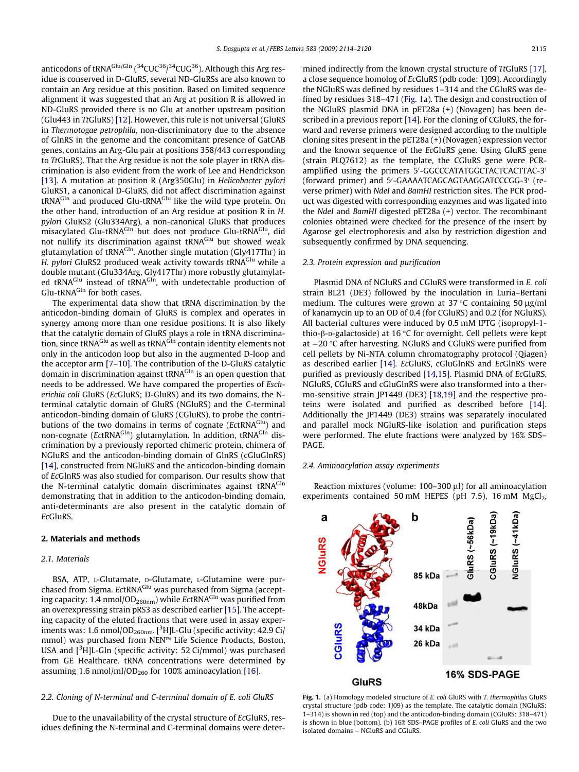anticodons of tRNA$^{Glu/Gln}$ ($^{34}$CUC$^{36}$/$^{34}$CUG$^{36}$). Although this Arg residue is conserved in D-GluRS, several ND-GluRSs are also known to contain an Arg residue at this position. Based on limited sequence alignment it was suggested that an Arg at position R is allowed in ND-GluRS provided there is no Glu at another upstream position (Glu443 in *Tt*GluRS) [12]. However, this rule is not universal (GluRS in *Thermotogae petrophila*, non-discriminatory due to the absence of GlnRS in the genome and the concomitant presence of GatCAB genes, contains an Arg-Glu pair at positions 358/443 corresponding to *Tt*GluRS). That the Arg residue is not the sole player in tRNA discrimination is also evident from the work of Lee and Hendrickson [13]. A mutation at position R (Arg350Glu) in *Helicobacter pylori* GluRS1, a canonical D-GluRS, did not affect discrimination against tRNA$^{Gln}$ and produced Glu-tRNA$^{Glu}$ like the wild type protein. On the other hand, introduction of an Arg residue at position R in *H. pylori* GluRS2 (Glu334Arg), a non-canonical GluRS that produces misacylated Glu-tRNA$^{Gln}$ but does not produce Glu-tRNA$^{Glu}$, did not nullify its discrimination against tRNA$^{Glu}$ but showed weak glutamylation of tRNA$^{Gln}$. Another single mutation (Gly417Thr) in *H. pylori* GluRS2 produced weak activity towards tRNA$^{Glu}$ while a double mutant (Glu334Arg, Gly417Thr) more robustly glutamylated tRNA$^{Glu}$ instead of tRNA$^{Gln}$, with undetectable production of Glu-tRNA$^{Gln}$ for both cases.

The experimental data show that tRNA discrimination by the anticodon-binding domain of GluRS is complex and operates in synergy among more than one residue positions. It is also likely that the catalytic domain of GluRS plays a role in tRNA discrimination, since tRNA$^{Glu}$ as well as tRNA$^{Gln}$ contain identity elements not only in the anticodon loop but also in the augmented D-loop and the acceptor arm [7–10]. The contribution of the D-GluRS catalytic domain in discrimination against tRNA$^{Gln}$ is an open question that needs to be addressed. We have compared the properties of *Escherichia coli* GluRS (*Ec*GluRS; D-GluRS) and its two domains, the N-terminal catalytic domain of GluRS (NGluRS) and the C-terminal anticodon-binding domain of GluRS (CGluRS), to probe the contributions of the two domains in terms of cognate (*Ec*tRNA$^{Glu}$) and non-cognate (*Ec*tRNA$^{Gln}$) glutamylation. In addition, tRNA$^{Glu}$ discrimination by a previously reported chimeric protein, chimera of NGluRS and the anticodon-binding domain of GlnRS (cGluGlnRS) [14], constructed from NGluRS and the anticodon-binding domain of *Ec*GlnRS was also studied for comparison. Our results show that the N-terminal catalytic domain discriminates against tRNA$^{Gln}$ demonstrating that in addition to the anticodon-binding domain, anti-determinants are also present in the catalytic domain of *Ec*GluRS.

## 2. Materials and methods

### 2.1. Materials

BSA, ATP, L-Glutamate, D-Glutamate, L-Glutamine were purchased from Sigma. *Ec*tRNA$^{Glu}$ was purchased from Sigma (accepting capacity: 1.4 nmol/OD$_{260nm}$) while *Ec*tRNA$^{Gln}$ was purified from an overexpressing strain pRS3 as described earlier [15]. The accepting capacity of the eluted fractions that were used in assay experiments was: 1.6 nmol/OD$_{260nm}$. [$^3$H]L-Glu (specific activity: 42.9 Ci/mmol) was purchased from NEN™ Life Science Products, Boston, USA and [$^3$H]L-Gln (specific activity: 52 Ci/mmol) was purchased from GE Healthcare. tRNA concentrations were determined by assuming 1.6 nmol/ml/OD$_{260}$ for 100% aminoacylation [16].

### 2.2. Cloning of N-terminal and C-terminal domain of E. coli GluRS

Due to the unavailability of the crystal structure of *Ec*GluRS, residues defining the N-terminal and C-terminal domains were determined indirectly from the known crystal structure of *Tt*GluRS [17], a close sequence homolog of *Ec*GluRS (pdb code: 1J09). Accordingly the NGluRS was defined by residues 1–314 and the CGluRS was defined by residues 318–471 (Fig. 1a). The design and construction of the NGluRS plasmid DNA in pET28a (+) (Novagen) has been described in a previous report [14]. For the cloning of CGluRS, the forward and reverse primers were designed according to the multiple cloning sites present in the pET28a (+) (Novagen) expression vector and the known sequence of the *Ec*GluRS gene. Using GluRS gene (strain PLQ7612) as the template, the CGluRS gene were PCR-amplified using the primers 5′-GGCCCATATGGCTACTCACTTAC-3′ (forward primer) and 5′-GAAAATCAGCAGTAAGGATCCCGG-3′ (reverse primer) with *NdeI* and *BamHI* restriction sites. The PCR product was digested with corresponding enzymes and was ligated into the *NdeI* and *BamHI* digested pET28a (+) vector. The recombinant colonies obtained were checked for the presence of the insert by Agarose gel electrophoresis and also by restriction digestion and subsequently confirmed by DNA sequencing.

### 2.3. Protein expression and purification

Plasmid DNA of NGluRS and CGluRS were transformed in *E. coli* strain BL21 (DE3) followed by the inoculation in Luria–Bertani medium. The cultures were grown at 37 °C containing 50 μg/ml of kanamycin up to an OD of 0.4 (for CGluRS) and 0.2 (for NGluRS). All bacterial cultures were induced by 0.5 mM IPTG (isopropyl-1-thio-β-D-galactoside) at 16 °C for overnight. Cell pellets were kept at −20 °C after harvesting. NGluRS and CGluRS were purified from cell pellets by Ni-NTA column chromatography protocol (Qiagen) as described earlier [14]. *Ec*GluRS, cGluGlnRS and *Ec*GlnRS were purified as previously described [14,15]. Plasmid DNA of *Ec*GluRS, NGluRS, CGluRS and cGluGlnRS were also transformed into a thermo-sensitive strain JP1449 (DE3) [18,19] and the respective proteins were isolated and purified as described before [14]. Additionally the JP1449 (DE3) strains was separately inoculated and parallel mock NGluRS-like isolation and purification steps were performed. The elute fractions were analyzed by 16% SDS–PAGE.

### 2.4. Aminoacylation assay experiments

Reaction mixtures (volume: 100–300 μl) for all aminoacylation experiments contained 50 mM HEPES (pH 7.5), 16 mM MgCl$_2$,

**Fig. 1.** (a) Homology modeled structure of *E. coli* GluRS with *T. thermophilus* GluRS crystal structure (pdb code: 1J09) as the template. The catalytic domain (NGluRS: 1–314) is shown in red (top) and the anticodon-binding domain (CGluRS: 318–471) is shown in blue (bottom). (b) 16% SDS–PAGE profiles of *E. coli* GluRS and the two isolated domains – NGluRS and CGluRS.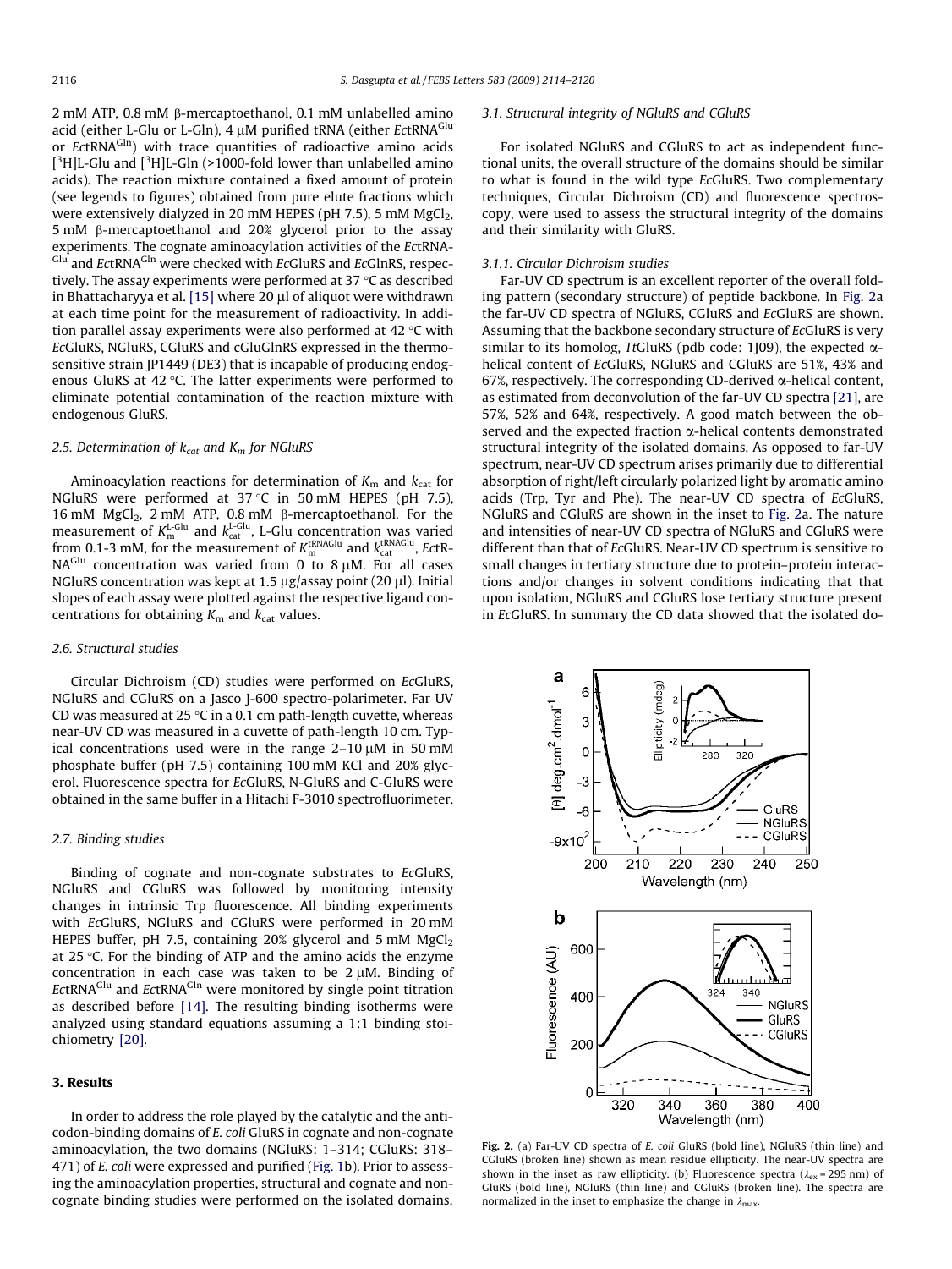2 mM ATP, 0.8 mM β-mercaptoethanol, 0.1 mM unlabelled amino acid (either L-Glu or L-Gln), 4 μM purified tRNA (either *Ec*tRNA$^{Glu}$ or *Ec*tRNA$^{Gln}$) with trace quantities of radioactive amino acids [$^3$H]L-Glu and [$^3$H]L-Gln (>1000-fold lower than unlabelled amino acids). The reaction mixture contained a fixed amount of protein (see legends to figures) obtained from pure elute fractions which were extensively dialyzed in 20 mM HEPES (pH 7.5), 5 mM $MgCl_2$, 5 mM β-mercaptoethanol and 20% glycerol prior to the assay experiments. The cognate aminoacylation activities of the *Ec*tRNA-$^{Glu}$ and *Ec*tRNA$^{Gln}$ were checked with *Ec*GluRS and *Ec*GlnRS, respectively. The assay experiments were performed at 37 °C as described in Bhattacharyya et al. [15] where 20 μl of aliquot were withdrawn at each time point for the measurement of radioactivity. In addition parallel assay experiments were also performed at 42 °C with *Ec*GluRS, NGluRS, CGluRS and cGluGlnRS expressed in the thermosensitive strain JP1449 (DE3) that is incapable of producing endogenous GluRS at 42 °C. The latter experiments were performed to eliminate potential contamination of the reaction mixture with endogenous GluRS.

### 2.5. Determination of $k_{cat}$ and $K_m$ for NGluRS

Aminoacylation reactions for determination of $K_m$ and $k_{cat}$ for NGluRS were performed at 37 °C in 50 mM HEPES (pH 7.5), 16 mM $MgCl_2$, 2 mM ATP, 0.8 mM β-mercaptoethanol. For the measurement of $K_m^{L\text{-}Glu}$ and $k_{cat}^{L\text{-}Glu}$, L-Glu concentration was varied from 0.1-3 mM, for the measurement of $K_m^{tRNAGlu}$ and $k_{cat}^{tRNAGlu}$, *Ec*tRNA$^{Glu}$ concentration was varied from 0 to 8 μM. For all cases NGluRS concentration was kept at 1.5 μg/assay point (20 μl). Initial slopes of each assay were plotted against the respective ligand concentrations for obtaining $K_m$ and $k_{cat}$ values.

### 2.6. Structural studies

Circular Dichroism (CD) studies were performed on *Ec*GluRS, NGluRS and CGluRS on a Jasco J-600 spectro-polarimeter. Far UV CD was measured at 25 °C in a 0.1 cm path-length cuvette, whereas near-UV CD was measured in a cuvette of path-length 10 cm. Typical concentrations used were in the range 2–10 μM in 50 mM phosphate buffer (pH 7.5) containing 100 mM KCl and 20% glycerol. Fluorescence spectra for *Ec*GluRS, N-GluRS and C-GluRS were obtained in the same buffer in a Hitachi F-3010 spectrofluorimeter.

### 2.7. Binding studies

Binding of cognate and non-cognate substrates to *Ec*GluRS, NGluRS and CGluRS was followed by monitoring intensity changes in intrinsic Trp fluorescence. All binding experiments with *Ec*GluRS, NGluRS and CGluRS were performed in 20 mM HEPES buffer, pH 7.5, containing 20% glycerol and 5 mM $MgCl_2$ at 25 °C. For the binding of ATP and the amino acids the enzyme concentration in each case was taken to be 2 μM. Binding of *Ec*tRNA$^{Glu}$ and *Ec*tRNA$^{Gln}$ were monitored by single point titration as described before [14]. The resulting binding isotherms were analyzed using standard equations assuming a 1:1 binding stoichiometry [20].

## 3. Results

In order to address the role played by the catalytic and the anticodon-binding domains of *E. coli* GluRS in cognate and non-cognate aminoacylation, the two domains (NGluRS: 1–314; CGluRS: 318–471) of *E. coli* were expressed and purified (Fig. 1b). Prior to assessing the aminoacylation properties, structural and cognate and non-cognate binding studies were performed on the isolated domains.

### 3.1. Structural integrity of NGluRS and CGluRS

For isolated NGluRS and CGluRS to act as independent functional units, the overall structure of the domains should be similar to what is found in the wild type *Ec*GluRS. Two complementary techniques, Circular Dichroism (CD) and fluorescence spectroscopy, were used to assess the structural integrity of the domains and their similarity with GluRS.

#### 3.1.1. Circular Dichroism studies

Far-UV CD spectrum is an excellent reporter of the overall folding pattern (secondary structure) of peptide backbone. In Fig. 2a the far-UV CD spectra of NGluRS, CGluRS and *Ec*GluRS are shown. Assuming that the backbone secondary structure of *Ec*GluRS is very similar to its homolog, *Tt*GluRS (pdb code: 1J09), the expected α-helical content of *Ec*GluRS, NGluRS and CGluRS are 51%, 43% and 67%, respectively. The corresponding CD-derived α-helical content, as estimated from deconvolution of the far-UV CD spectra [21], are 57%, 52% and 64%, respectively. A good match between the observed and the expected fraction α-helical contents demonstrated structural integrity of the isolated domains. As opposed to far-UV spectrum, near-UV CD spectrum arises primarily due to differential absorption of right/left circularly polarized light by aromatic amino acids (Trp, Tyr and Phe). The near-UV CD spectra of *Ec*GluRS, NGluRS and CGluRS are shown in the inset to Fig. 2a. The nature and intensities of near-UV CD spectra of NGluRS and CGluRS were different than that of *Ec*GluRS. Near-UV CD spectrum is sensitive to small changes in tertiary structure due to protein–protein interactions and/or changes in solvent conditions indicating that that upon isolation, NGluRS and CGluRS lose tertiary structure present in *Ec*GluRS. In summary the CD data showed that the isolated do-

**Fig. 2.** (a) Far-UV CD spectra of *E. coli* GluRS (bold line), NGluRS (thin line) and CGluRS (broken line) shown as mean residue ellipticity. The near-UV spectra are shown in the inset as raw ellipticity. (b) Fluorescence spectra ($\lambda_{ex}$ = 295 nm) of GluRS (bold line), NGluRS (thin line) and CGluRS (broken line). The spectra are normalized in the inset to emphasize the change in $\lambda_{max}$.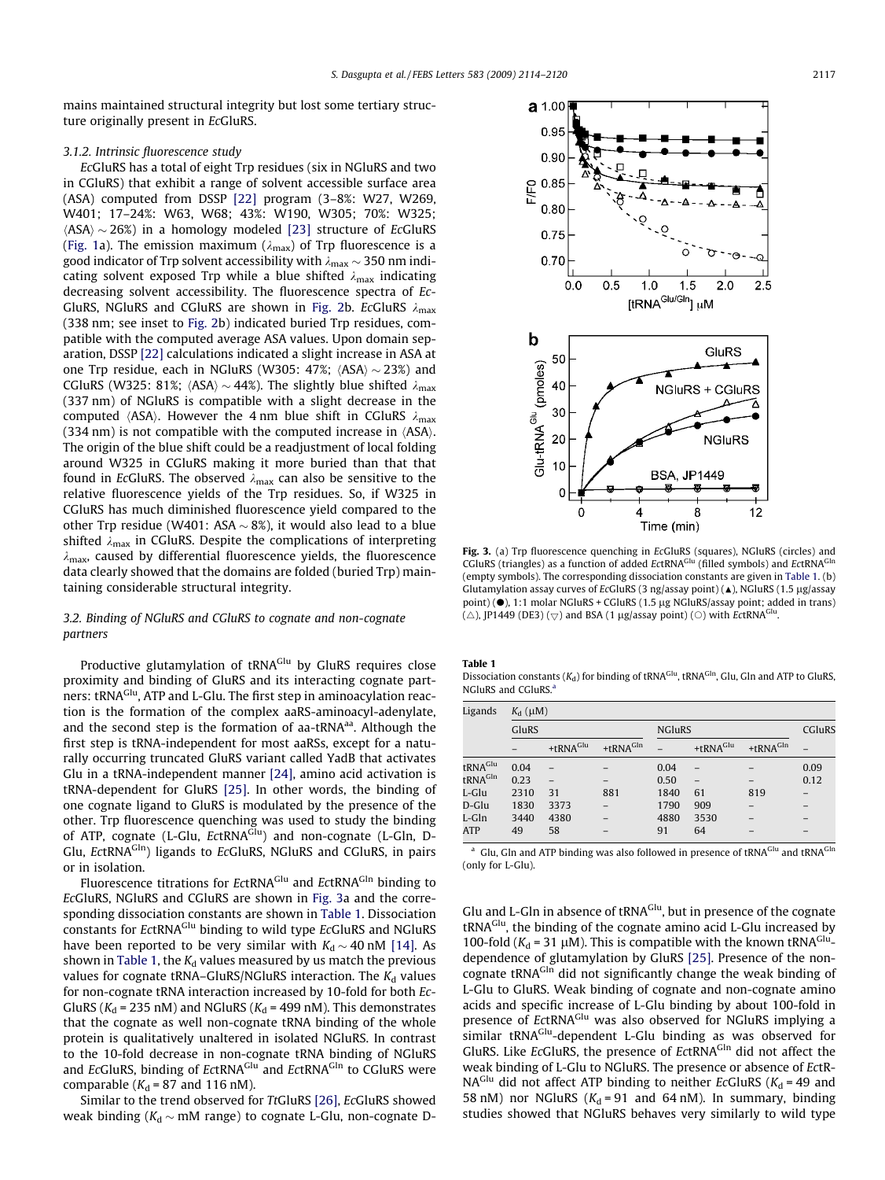mains maintained structural integrity but lost some tertiary structure originally present in *Ec*GluRS.

### 3.1.2. Intrinsic fluorescence study

*Ec*GluRS has a total of eight Trp residues (six in NGluRS and two in CGluRS) that exhibit a range of solvent accessible surface area (ASA) computed from DSSP [22] program (3–8%: W27, W269, W401; 17–24%: W63, W68; 43%: W190, W305; 70%: W325; $\langle ASA \rangle \sim 26\%$) in a homology modeled [23] structure of *Ec*GluRS (Fig. 1a). The emission maximum ($\lambda_{max}$) of Trp fluorescence is a good indicator of Trp solvent accessibility with $\lambda_{max} \sim 350$ nm indicating solvent exposed Trp while a blue shifted $\lambda_{max}$ indicating decreasing solvent accessibility. The fluorescence spectra of *Ec*GluRS, NGluRS and CGluRS are shown in Fig. 2b. *Ec*GluRS $\lambda_{max}$ (338 nm; see inset to Fig. 2b) indicated buried Trp residues, compatible with the computed average ASA values. Upon domain separation, DSSP [22] calculations indicated a slight increase in ASA at one Trp residue, each in NGluRS (W305: 47%; $\langle ASA \rangle \sim 23\%$) and CGluRS (W325: 81%; $\langle ASA \rangle \sim 44\%$). The slightly blue shifted $\lambda_{max}$ (337 nm) of NGluRS is compatible with a slight decrease in the computed $\langle ASA \rangle$. However the 4 nm blue shift in CGluRS $\lambda_{max}$ (334 nm) is not compatible with the computed increase in $\langle ASA \rangle$. The origin of the blue shift could be a readjustment of local folding around W325 in CGluRS making it more buried than that that found in *Ec*GluRS. The observed $\lambda_{max}$ can also be sensitive to the relative fluorescence yields of the Trp residues. So, if W325 in CGluRS has much diminished fluorescence yield compared to the other Trp residue (W401: ASA ~ 8%), it would also lead to a blue shifted $\lambda_{max}$ in CGluRS. Despite the complications of interpreting $\lambda_{max}$, caused by differential fluorescence yields, the fluorescence data clearly showed that the domains are folded (buried Trp) maintaining considerable structural integrity.

## 3.2. Binding of NGluRS and CGluRS to cognate and non-cognate partners

Productive glutamylation of $tRNA^{Glu}$ by GluRS requires close proximity and binding of GluRS and its interacting cognate partners: $tRNA^{Glu}$, ATP and L-Glu. The first step in aminoacylation reaction is the formation of the complex aaRS-aminoacyl-adenylate, and the second step is the formation of aa-$tRNA^{aa}$. Although the first step is tRNA-independent for most aaRSs, except for a naturally occurring truncated GluRS variant called YadB that activates Glu in a tRNA-independent manner [24], amino acid activation is tRNA-dependent for GluRS [25]. In other words, the binding of one cognate ligand to GluRS is modulated by the presence of the other. Trp fluorescence quenching was used to study the binding of ATP, cognate (L-Glu, *Ec*$tRNA^{Glu}$) and non-cognate (L-Gln, D-Glu, *Ec*$tRNA^{Gln}$) ligands to *Ec*GluRS, NGluRS and CGluRS, in pairs or in isolation.

Fluorescence titrations for *Ec*$tRNA^{Glu}$ and *Ec*$tRNA^{Gln}$ binding to *Ec*GluRS, NGluRS and CGluRS are shown in Fig. 3a and the corresponding dissociation constants are shown in Table 1. Dissociation constants for *Ec*$tRNA^{Glu}$ binding to wild type *Ec*GluRS and NGluRS have been reported to be very similar with $K_d \sim 40$ nM [14]. As shown in Table 1, the $K_d$ values measured by us match the previous values for cognate tRNA–GluRS/NGluRS interaction. The $K_d$ values for non-cognate tRNA interaction increased by 10-fold for both *Ec*GluRS ($K_d$ = 235 nM) and NGluRS ($K_d$ = 499 nM). This demonstrates that the cognate as well non-cognate tRNA binding of the whole protein is qualitatively unaltered in isolated NGluRS. In contrast to the 10-fold decrease in non-cognate tRNA binding of NGluRS and *Ec*GluRS, binding of *Ec*$tRNA^{Glu}$ and *Ec*$tRNA^{Gln}$ to CGluRS were comparable ($K_d$ = 87 and 116 nM).

Similar to the trend observed for *Tt*GluRS [26], *Ec*GluRS showed weak binding ($K_d \sim$ mM range) to cognate L-Glu, non-cognate D-Glu and L-Gln in absence of $tRNA^{Glu}$, but in presence of the cognate $tRNA^{Glu}$, the binding of the cognate amino acid L-Glu increased by 100-fold ($K_d$ = 31 μM). This is compatible with the known $tRNA^{Glu}$-dependence of glutamylation by GluRS [25]. Presence of the non-cognate $tRNA^{Gln}$ did not significantly change the weak binding of L-Glu to GluRS. Weak binding of cognate and non-cognate amino acids and specific increase of L-Glu binding by about 100-fold in presence of *Ec*$tRNA^{Glu}$ was also observed for NGluRS implying a similar $tRNA^{Glu}$-dependent L-Glu binding as was observed for GluRS. Like *Ec*GluRS, the presence of *Ec*$tRNA^{Gln}$ did not affect the weak binding of L-Glu to NGluRS. The presence or absence of *Ec*$tRNA^{Glu}$ did not affect ATP binding to neither *Ec*GluRS ($K_d$ = 49 and 58 nM) nor NGluRS ($K_d$ = 91 and 64 nM). In summary, binding studies showed that NGluRS behaves very similarly to wild type

Fig. 3. (a) Trp fluorescence quenching in *Ec*GluRS (squares), NGluRS (circles) and CGluRS (triangles) as a function of added *Ec*$tRNA^{Glu}$ (filled symbols) and *Ec*$tRNA^{Gln}$ (empty symbols). The corresponding dissociation constants are given in Table 1. (b) Glutamylation assay curves of *Ec*GluRS (3 ng/assay point) (▲), NGluRS (1.5 μg/assay point) (●), 1:1 molar NGluRS + CGluRS (1.5 μg NGluRS/assay point; added in trans) (△), JP1449 (DE3) (▽) and BSA (1 μg/assay point) (○) with *Ec*$tRNA^{Glu}$.

**Table 1**
Dissociation constants ($K_d$) for binding of $tRNA^{Glu}$, $tRNA^{Gln}$, Glu, Gln and ATP to GluRS, NGluRS and CGluRS.[a]

| Ligands | $K_d$ (μM) | | | | | | |
|---|---|---|---|---|---|---|---|
| | GluRS | | | NGluRS | | | CGluRS |
| | – | +$tRNA^{Glu}$ | +$tRNA^{Gln}$ | – | +$tRNA^{Glu}$ | +$tRNA^{Gln}$ | – |
| $tRNA^{Glu}$ | 0.04 | – | – | 0.04 | – | – | 0.09 |
| $tRNA^{Gln}$ | 0.23 | – | – | 0.50 | – | – | 0.12 |
| L-Glu | 2310 | 31 | 881 | 1840 | 61 | 819 | – |
| D-Glu | 1830 | 3373 | – | 1790 | 909 | – | – |
| L-Gln | 3440 | 4380 | – | 4880 | 3530 | – | – |
| ATP | 49 | 58 | – | 91 | 64 | – | – |

[a] Glu, Gln and ATP binding was also followed in presence of $tRNA^{Glu}$ and $tRNA^{Gln}$ (only for L-Glu).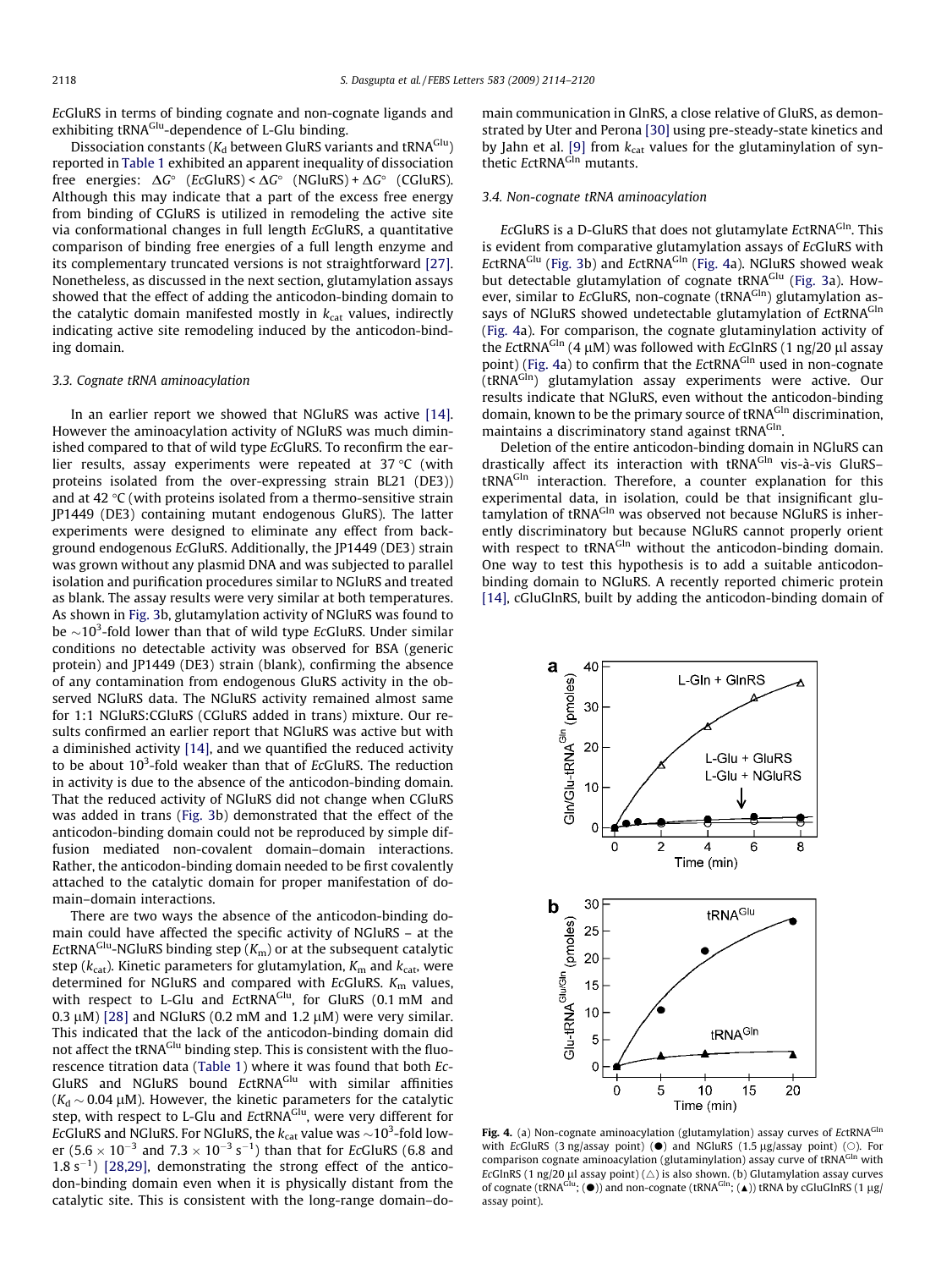*Ec*GluRS in terms of binding cognate and non-cognate ligands and exhibiting $tRNA^{Glu}$-dependence of L-Glu binding.

Dissociation constants ($K_d$ between GluRS variants and $tRNA^{Glu}$) reported in Table 1 exhibited an apparent inequality of dissociation free energies: $\Delta G^\circ$ (*Ec*GluRS) < $\Delta G^\circ$ (NGluRS) + $\Delta G^\circ$ (CGluRS). Although this may indicate that a part of the excess free energy from binding of CGluRS is utilized in remodeling the active site via conformational changes in full length *Ec*GluRS, a quantitative comparison of binding free energies of a full length enzyme and its complementary truncated versions is not straightforward [27]. Nonetheless, as discussed in the next section, glutamylation assays showed that the effect of adding the anticodon-binding domain to the catalytic domain manifested mostly in $k_{cat}$ values, indirectly indicating active site remodeling induced by the anticodon-binding domain.

### 3.3. Cognate tRNA aminoacylation

In an earlier report we showed that NGluRS was active [14]. However the aminoacylation activity of NGluRS was much diminished compared to that of wild type *Ec*GluRS. To reconfirm the earlier results, assay experiments were repeated at 37 °C (with proteins isolated from the over-expressing strain BL21 (DE3)) and at 42 °C (with proteins isolated from a thermo-sensitive strain JP1449 (DE3) containing mutant endogenous GluRS). The latter experiments were designed to eliminate any effect from background endogenous *Ec*GluRS. Additionally, the JP1449 (DE3) strain was grown without any plasmid DNA and was subjected to parallel isolation and purification procedures similar to NGluRS and treated as blank. The assay results were very similar at both temperatures. As shown in Fig. 3b, glutamylation activity of NGluRS was found to be $\sim 10^3$-fold lower than that of wild type *Ec*GluRS. Under similar conditions no detectable activity was observed for BSA (generic protein) and JP1449 (DE3) strain (blank), confirming the absence of any contamination from endogenous GluRS activity in the observed NGluRS data. The NGluRS activity remained almost same for 1:1 NGluRS:CGluRS (CGluRS added in trans) mixture. Our results confirmed an earlier report that NGluRS was active but with a diminished activity [14], and we quantified the reduced activity to be about $10^3$-fold weaker than that of *Ec*GluRS. The reduction in activity is due to the absence of the anticodon-binding domain. That the reduced activity of NGluRS did not change when CGluRS was added in trans (Fig. 3b) demonstrated that the effect of the anticodon-binding domain could not be reproduced by simple diffusion mediated non-covalent domain–domain interactions. Rather, the anticodon-binding domain needed to be first covalently attached to the catalytic domain for proper manifestation of domain–domain interactions.

There are two ways the absence of the anticodon-binding domain could have affected the specific activity of NGluRS – at the *Ec*$tRNA^{Glu}$-NGluRS binding step ($K_m$) or at the subsequent catalytic step ($k_{cat}$). Kinetic parameters for glutamylation, $K_m$ and $k_{cat}$, were determined for NGluRS and compared with *Ec*GluRS. $K_m$ values, with respect to L-Glu and *Ec*$tRNA^{Glu}$, for GluRS (0.1 mM and 0.3 μM) [28] and NGluRS (0.2 mM and 1.2 μM) were very similar. This indicated that the lack of the anticodon-binding domain did not affect the $tRNA^{Glu}$ binding step. This is consistent with the fluorescence titration data (Table 1) where it was found that both *Ec*GluRS and NGluRS bound *Ec*$tRNA^{Glu}$ with similar affinities ($K_d \sim 0.04$ μM). However, the kinetic parameters for the catalytic step, with respect to L-Glu and *Ec*$tRNA^{Glu}$, were very different for *Ec*GluRS and NGluRS. For NGluRS, the $k_{cat}$ value was $\sim 10^3$-fold lower ($5.6 \times 10^{-3}$ and $7.3 \times 10^{-3}$ $s^{-1}$) than that for *Ec*GluRS (6.8 and 1.8 $s^{-1}$) [28,29], demonstrating the strong effect of the anticodon-binding domain even when it is physically distant from the catalytic site. This is consistent with the long-range domain–domain communication in GlnRS, a close relative of GluRS, as demonstrated by Uter and Perona [30] using pre-steady-state kinetics and by Jahn et al. [9] from $k_{cat}$ values for the glutaminylation of synthetic *Ec*$tRNA^{Gln}$ mutants.

### 3.4. Non-cognate tRNA aminoacylation

*Ec*GluRS is a D-GluRS that does not glutamylate *Ec*$tRNA^{Gln}$. This is evident from comparative glutamylation assays of *Ec*GluRS with *Ec*$tRNA^{Glu}$ (Fig. 3b) and *Ec*$tRNA^{Gln}$ (Fig. 4a). NGluRS showed weak but detectable glutamylation of cognate $tRNA^{Glu}$ (Fig. 3a). However, similar to *Ec*GluRS, non-cognate ($tRNA^{Gln}$) glutamylation assays of NGluRS showed undetectable glutamylation of *Ec*$tRNA^{Gln}$ (Fig. 4a). For comparison, the cognate glutaminylation activity of the *Ec*$tRNA^{Gln}$ (4 μM) was followed with *Ec*GlnRS (1 ng/20 μl assay point) (Fig. 4a) to confirm that the *Ec*$tRNA^{Gln}$ used in non-cognate ($tRNA^{Gln}$) glutamylation assay experiments were active. Our results indicate that NGluRS, even without the anticodon-binding domain, known to be the primary source of $tRNA^{Gln}$ discrimination, maintains a discriminatory stand against $tRNA^{Gln}$.

Deletion of the entire anticodon-binding domain in NGluRS can drastically affect its interaction with $tRNA^{Gln}$ vis-à-vis GluRS–$tRNA^{Glu}$ interaction. Therefore, a counter explanation for this experimental data, in isolation, could be that insignificant glutamylation of $tRNA^{Gln}$ was observed not because NGluRS is inherently discriminatory but because NGluRS cannot properly orient with respect to $tRNA^{Gln}$ without the anticodon-binding domain. One way to test this hypothesis is to add a suitable anticodon-binding domain to NGluRS. A recently reported chimeric protein [14], cGluGlnRS, built by adding the anticodon-binding domain of

**Fig. 4.** (a) Non-cognate aminoacylation (glutamylation) assay curves of *Ec*$tRNA^{Gln}$ with *Ec*GluRS (3 ng/assay point) (●) and NGluRS (1.5 μg/assay point) (○). For comparison cognate aminoacylation (glutaminylation) assay curve of $tRNA^{Gln}$ with *Ec*GlnRS (1 ng/20 μl assay point) (△) is also shown. (b) Glutamylation assay curves of cognate ($tRNA^{Glu}$; (●)) and non-cognate ($tRNA^{Gln}$; (▲)) tRNA by cGluGlnRS (1 μg/assay point).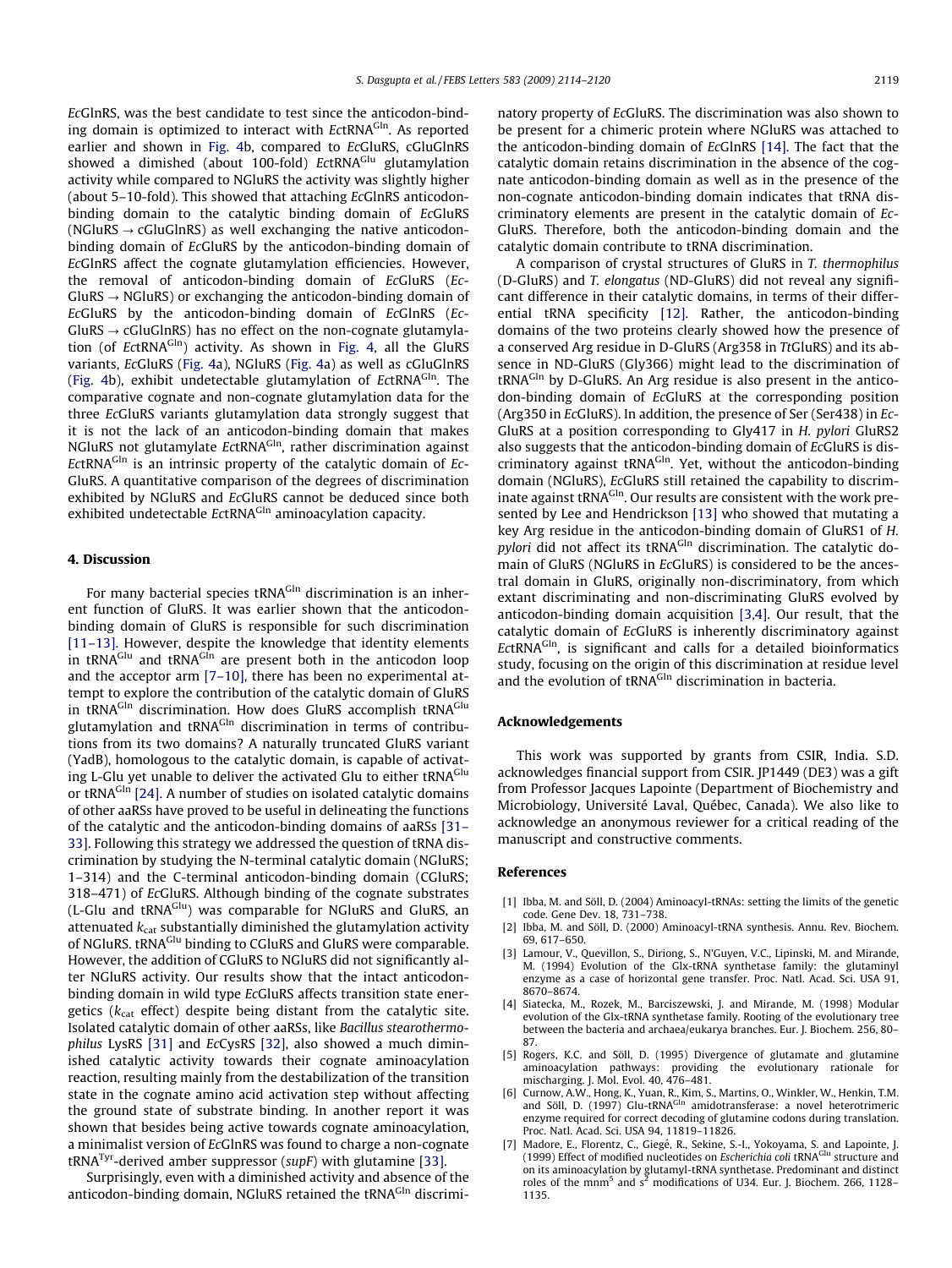*Ec*GlnRS, was the best candidate to test since the anticodon-binding domain is optimized to interact with *Ec*tRNA$^{Gln}$. As reported earlier and shown in Fig. 4b, compared to *Ec*GluRS, cGluGlnRS showed a dimished (about 100-fold) *Ec*tRNA$^{Glu}$ glutamylation activity while compared to NGluRS the activity was slightly higher (about 5–10-fold). This showed that attaching *Ec*GlnRS anticodon-binding domain to the catalytic binding domain of *Ec*GluRS (NGluRS → cGluGlnRS) as well exchanging the native anticodon-binding domain of *Ec*GluRS by the anticodon-binding domain of *Ec*GlnRS affect the cognate glutamylation efficiencies. However, the removal of anticodon-binding domain of *Ec*GluRS (*Ec*-GluRS → NGluRS) or exchanging the anticodon-binding domain of *Ec*GluRS by the anticodon-binding domain of *Ec*GlnRS (*Ec*-GluRS → cGluGlnRS) has no effect on the non-cognate glutamylation (of *Ec*tRNA$^{Gln}$) activity. As shown in Fig. 4, all the GluRS variants, *Ec*GluRS (Fig. 4a), NGluRS (Fig. 4a) as well as cGluGlnRS (Fig. 4b), exhibit undetectable glutamylation of *Ec*tRNA$^{Gln}$. The comparative cognate and non-cognate glutamylation data for the three *Ec*GluRS variants glutamylation data strongly suggest that it is not the lack of an anticodon-binding domain that makes NGluRS not glutamylate *Ec*tRNA$^{Gln}$, rather discrimination against *Ec*tRNA$^{Gln}$ is an intrinsic property of the catalytic domain of *Ec*-GluRS. A quantitative comparison of the degrees of discrimination exhibited by NGluRS and *Ec*GluRS cannot be deduced since both exhibited undetectable *Ec*tRNA$^{Gln}$ aminoacylation capacity.

## 4. Discussion

For many bacterial species tRNA$^{Gln}$ discrimination is an inherent function of GluRS. It was earlier shown that the anticodon-binding domain of GluRS is responsible for such discrimination [11–13]. However, despite the knowledge that identity elements in tRNA$^{Glu}$ and tRNA$^{Gln}$ are present both in the anticodon loop and the acceptor arm [7–10], there has been no experimental attempt to explore the contribution of the catalytic domain of GluRS in tRNA$^{Gln}$ discrimination. How does GluRS accomplish tRNA$^{Glu}$ glutamylation and tRNA$^{Gln}$ discrimination in terms of contributions from its two domains? A naturally truncated GluRS variant (YadB), homologous to the catalytic domain, is capable of activating L-Glu yet unable to deliver the activated Glu to either tRNA$^{Glu}$ or tRNA$^{Gln}$ [24]. A number of studies on isolated catalytic domains of other aaRSs have proved to be useful in delineating the functions of the catalytic and the anticodon-binding domains of aaRSs [31–33]. Following this strategy we addressed the question of tRNA discrimination by studying the N-terminal catalytic domain (NGluRS; 1–314) and the C-terminal anticodon-binding domain (CGluRS; 318–471) of *Ec*GluRS. Although binding of the cognate substrates (L-Glu and tRNA$^{Glu}$) was comparable for NGluRS and GluRS, an attenuated $k_{cat}$ substantially diminished the glutamylation activity of NGluRS. tRNA$^{Glu}$ binding to CGluRS and GluRS were comparable. However, the addition of CGluRS to NGluRS did not significantly alter NGluRS activity. Our results show that the intact anticodon-binding domain in wild type *Ec*GluRS affects transition state energetics ($k_{cat}$ effect) despite being distant from the catalytic site. Isolated catalytic domain of other aaRSs, like *Bacillus stearothermophilus* LysRS [31] and *Ec*CysRS [32], also showed a much diminished catalytic activity towards their cognate aminoacylation reaction, resulting mainly from the destabilization of the transition state in the cognate amino acid activation step without affecting the ground state of substrate binding. In another report it was shown that besides being active towards cognate aminoacylation, a minimalist version of *Ec*GlnRS was found to charge a non-cognate tRNA$^{Tyr}$-derived amber suppressor (*supF*) with glutamine [33].

Surprisingly, even with a diminished activity and absence of the anticodon-binding domain, NGluRS retained the tRNA$^{Gln}$ discriminatory property of *Ec*GluRS. The discrimination was also shown to be present for a chimeric protein where NGluRS was attached to the anticodon-binding domain of *Ec*GlnRS [14]. The fact that the catalytic domain retains discrimination in the absence of the cognate anticodon-binding domain as well as in the presence of the non-cognate anticodon-binding domain indicates that tRNA discriminatory elements are present in the catalytic domain of *Ec*-GluRS. Therefore, both the anticodon-binding domain and the catalytic domain contribute to tRNA discrimination.

A comparison of crystal structures of GluRS in *T. thermophilus* (D-GluRS) and *T. elongatus* (ND-GluRS) did not reveal any significant difference in their catalytic domains, in terms of their differential tRNA specificity [12]. Rather, the anticodon-binding domains of the two proteins clearly showed how the presence of a conserved Arg residue in D-GluRS (Arg358 in *Tt*GluRS) and its absence in ND-GluRS (Gly366) might lead to the discrimination of tRNA$^{Gln}$ by D-GluRS. An Arg residue is also present in the anticodon-binding domain of *Ec*GluRS at the corresponding position (Arg350 in *Ec*GluRS). In addition, the presence of Ser (Ser438) in *Ec*-GluRS at a position corresponding to Gly417 in *H. pylori* GluRS2 also suggests that the anticodon-binding domain of *Ec*GluRS is discriminatory against tRNA$^{Gln}$. Yet, without the anticodon-binding domain (NGluRS), *Ec*GluRS still retained the capability to discriminate against tRNA$^{Gln}$. Our results are consistent with the work presented by Lee and Hendrickson [13] who showed that mutating a key Arg residue in the anticodon-binding domain of GluRS1 of *H. pylori* did not affect its tRNA$^{Gln}$ discrimination. The catalytic domain of GluRS (NGluRS in *Ec*GluRS) is considered to be the ancestral domain in GluRS, originally non-discriminatory, from which extant discriminating and non-discriminating GluRS evolved by anticodon-binding domain acquisition [3,4]. Our result, that the catalytic domain of *Ec*GluRS is inherently discriminatory against *Ec*tRNA$^{Gln}$, is significant and calls for a detailed bioinformatics study, focusing on the origin of this discrimination at residue level and the evolution of tRNA$^{Gln}$ discrimination in bacteria.

## Acknowledgements

This work was supported by grants from CSIR, India. S.D. acknowledges financial support from CSIR. JP1449 (DE3) was a gift from Professor Jacques Lapointe (Department of Biochemistry and Microbiology, Université Laval, Québec, Canada). We also like to acknowledge an anonymous reviewer for a critical reading of the manuscript and constructive comments.

## References

[1] Ibba, M. and Söll, D. (2004) Aminoacyl-tRNAs: setting the limits of the genetic code. Gene Dev. 18, 731–738.

[2] Ibba, M. and Söll, D. (2000) Aminoacyl-tRNA synthesis. Annu. Rev. Biochem. 69, 617–650.

[3] Lamour, V., Quevillon, S., Diriong, S., N'Guyen, V.C., Lipinski, M. and Mirande, M. (1994) Evolution of the Glx-tRNA synthetase family: the glutaminyl enzyme as a case of horizontal gene transfer. Proc. Natl. Acad. Sci. USA 91, 8670–8674.

[4] Siatecka, M., Rozek, M., Barciszewski, J. and Mirande, M. (1998) Modular evolution of the Glx-tRNA synthetase family. Rooting of the evolutionary tree between the bacteria and archaea/eukarya branches. Eur. J. Biochem. 256, 80–87.

[5] Rogers, K.C. and Söll, D. (1995) Divergence of glutamate and glutamine aminoacylation pathways: providing the evolutionary rationale for mischarging. J. Mol. Evol. 40, 476–481.

[6] Curnow, A.W., Hong, K., Yuan, R., Kim, S., Martins, O., Winkler, W., Henkin, T.M. and Söll, D. (1997) Glu-tRNA$^{Gln}$ amidotransferase: a novel heterotrimeric enzyme required for correct decoding of glutamine codons during translation. Proc. Natl. Acad. Sci. USA 94, 11819–11826.

[7] Madore, E., Florentz, C., Giegé, R., Sekine, S.-I., Yokoyama, S. and Lapointe, J. (1999) Effect of modified nucleotides on *Escherichia coli* tRNA$^{Glu}$ structure and on its aminoacylation by glutamyl-tRNA synthetase. Predominant and distinct roles of the mnm$^5$ and s$^2$ modifications of U34. Eur. J. Biochem. 266, 1128–1135.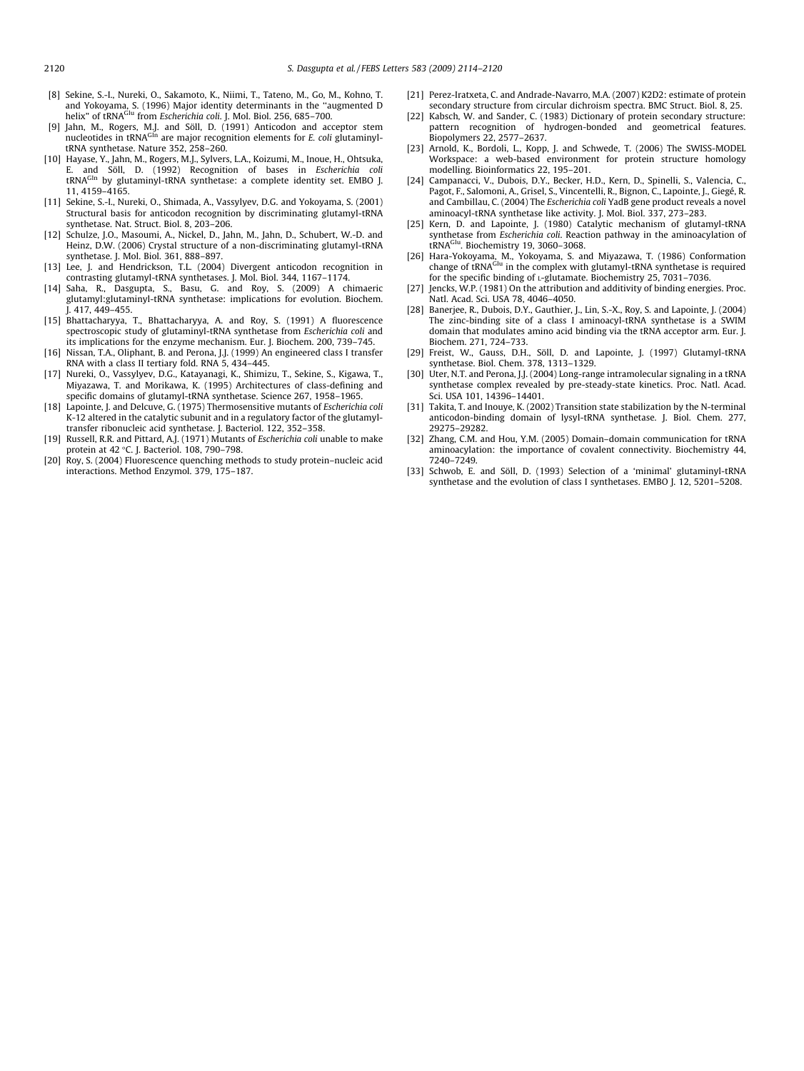[8] Sekine, S.-I., Nureki, O., Sakamoto, K., Niimi, T., Tateno, M., Go, M., Kohno, T. and Yokoyama, S. (1996) Major identity determinants in the "augmented D helix" of $tRNA^{Glu}$ from *Escherichia coli*. J. Mol. Biol. 256, 685–700.

[9] Jahn, M., Rogers, M.J. and Söll, D. (1991) Anticodon and acceptor stem nucleotides in $tRNA^{Gln}$ are major recognition elements for *E. coli* glutaminyl-tRNA synthetase. Nature 352, 258–260.

[10] Hayase, Y., Jahn, M., Rogers, M.J., Sylvers, L.A., Koizumi, M., Inoue, H., Ohtsuka, E. and Söll, D. (1992) Recognition of bases in *Escherichia coli* $tRNA^{Gln}$ by glutaminyl-tRNA synthetase: a complete identity set. EMBO J. 11, 4159–4165.

[11] Sekine, S.-I., Nureki, O., Shimada, A., Vassylyev, D.G. and Yokoyama, S. (2001) Structural basis for anticodon recognition by discriminating glutamyl-tRNA synthetase. Nat. Struct. Biol. 8, 203–206.

[12] Schulze, J.O., Masoumi, A., Nickel, D., Jahn, M., Jahn, D., Schubert, W.-D. and Heinz, D.W. (2006) Crystal structure of a non-discriminating glutamyl-tRNA synthetase. J. Mol. Biol. 361, 888–897.

[13] Lee, J. and Hendrickson, T.L. (2004) Divergent anticodon recognition in contrasting glutamyl-tRNA synthetases. J. Mol. Biol. 344, 1167–1174.

[14] Saha, R., Dasgupta, S., Basu, G. and Roy, S. (2009) A chimaeric glutamyl:glutaminyl-tRNA synthetase: implications for evolution. Biochem. J. 417, 449–455.

[15] Bhattacharyya, T., Bhattacharyya, A. and Roy, S. (1991) A fluorescence spectroscopic study of glutaminyl-tRNA synthetase from *Escherichia coli* and its implications for the enzyme mechanism. Eur. J. Biochem. 200, 739–745.

[16] Nissan, T.A., Oliphant, B. and Perona, J.J. (1999) An engineered class I transfer RNA with a class II tertiary fold. RNA 5, 434–445.

[17] Nureki, O., Vassylyev, D.G., Katayanagi, K., Shimizu, T., Sekine, S., Kigawa, T., Miyazawa, T. and Morikawa, K. (1995) Architectures of class-defining and specific domains of glutamyl-tRNA synthetase. Science 267, 1958–1965.

[18] Lapointe, J. and Delcuve, G. (1975) Thermosensitive mutants of *Escherichia coli* K-12 altered in the catalytic subunit and in a regulatory factor of the glutamyl-transfer ribonucleic acid synthetase. J. Bacteriol. 122, 352–358.

[19] Russell, R.R. and Pittard, A.J. (1971) Mutants of *Escherichia coli* unable to make protein at 42 °C. J. Bacteriol. 108, 790–798.

[20] Roy, S. (2004) Fluorescence quenching methods to study protein–nucleic acid interactions. Method Enzymol. 379, 175–187.

[21] Perez-Iratxeta, C. and Andrade-Navarro, M.A. (2007) K2D2: estimate of protein secondary structure from circular dichroism spectra. BMC Struct. Biol. 8, 25.

[22] Kabsch, W. and Sander, C. (1983) Dictionary of protein secondary structure: pattern recognition of hydrogen-bonded and geometrical features. Biopolymers 22, 2577–2637.

[23] Arnold, K., Bordoli, L., Kopp, J. and Schwede, T. (2006) The SWISS-MODEL Workspace: a web-based environment for protein structure homology modelling. Bioinformatics 22, 195–201.

[24] Campanacci, V., Dubois, D.Y., Becker, H.D., Kern, D., Spinelli, S., Valencia, C., Pagot, F., Salomoni, A., Grisel, S., Vincentelli, R., Bignon, C., Lapointe, J., Giegé, R. and Cambillau, C. (2004) The *Escherichia coli* YadB gene product reveals a novel aminoacyl-tRNA synthetase like activity. J. Mol. Biol. 337, 273–283.

[25] Kern, D. and Lapointe, J. (1980) Catalytic mechanism of glutamyl-tRNA synthetase from *Escherichia coli*. Reaction pathway in the aminoacylation of $tRNA^{Glu}$. Biochemistry 19, 3060–3068.

[26] Hara-Yokoyama, M., Yokoyama, S. and Miyazawa, T. (1986) Conformation change of $tRNA^{Glu}$ in the complex with glutamyl-tRNA synthetase is required for the specific binding of L-glutamate. Biochemistry 25, 7031–7036.

[27] Jencks, W.P. (1981) On the attribution and additivity of binding energies. Proc. Natl. Acad. Sci. USA 78, 4046–4050.

[28] Banerjee, R., Dubois, D.Y., Gauthier, J., Lin, S.-X., Roy, S. and Lapointe, J. (2004) The zinc-binding site of a class I aminoacyl-tRNA synthetase is a SWIM domain that modulates amino acid binding via the tRNA acceptor arm. Eur. J. Biochem. 271, 724–733.

[29] Freist, W., Gauss, D.H., Söll, D. and Lapointe, J. (1997) Glutamyl-tRNA synthetase. Biol. Chem. 378, 1313–1329.

[30] Uter, N.T. and Perona, J.J. (2004) Long-range intramolecular signaling in a tRNA synthetase complex revealed by pre-steady-state kinetics. Proc. Natl. Acad. Sci. USA 101, 14396–14401.

[31] Takita, T. and Inouye, K. (2002) Transition state stabilization by the N-terminal anticodon-binding domain of lysyl-tRNA synthetase. J. Biol. Chem. 277, 29275–29282.

[32] Zhang, C.M. and Hou, Y.M. (2005) Domain–domain communication for tRNA aminoacylation: the importance of covalent connectivity. Biochemistry 44, 7240–7249.

[33] Schwob, E. and Söll, D. (1993) Selection of a 'minimal' glutaminyl-tRNA synthetase and the evolution of class I synthetases. EMBO J. 12, 5201–5208.